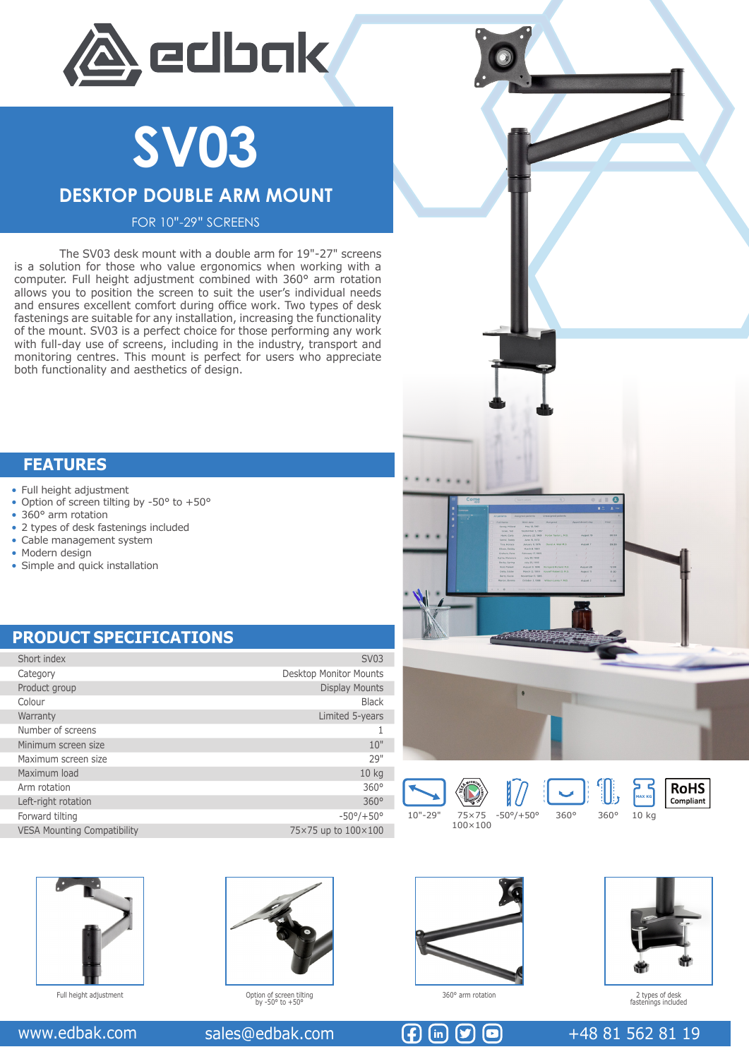edbak

# SV03

## DESKTOP DOUBLE ARM MOUNT

FOR 10"-29" SCREENS

The SV03 desk mount with a double arm for 19"-27" screens is a solution for those who value ergonomics when working with a computer. Full height adjustment combined with 360° arm rotation allows you to position the screen to suit the user's individual needs and ensures excellent comfort during office work. Two types of desk fastenings are suitable for any installation, increasing the functionality of the mount. SV03 is a perfect choice for those performing any work with full-day use of screens, including in the industry, transport and monitoring centres. This mount is perfect for users who appreciate both functionality and aesthetics of design.

## FEATURES

- Full height adjustment
- Option of screen tilting by -50° to +50°
- 360° arm rotation
- 2 types of desk fastenings included
- Cable management system
- Modern design
- Simple and quick installation

## PRODUCT SPECIFICATIONS

| | |
|---|---|
| Short index | SV03 |
| Category | Desktop Monitor Mounts |
| Product group | Display Mounts |
| Colour | Black |
| Warranty | Limited 5-years |
| Number of screens | 1 |
| Minimum screen size | 10" |
| Maximum screen size | 29" |
| Maximum load | 10 kg |
| Arm rotation | 360° |
| Left-right rotation | 360° |
| Forward tilting | -50°/+50° |
| VESA Mounting Compatibility | 75×75 up to 100×100 |

10"-29" | 75×75 100×100 | -50°/+50° | 360° | 360° | 10 kg | RoHS Compliant

Full height adjustment

Option of screen tilting by -50° to +50°

360° arm rotation

2 types of desk fastenings included

www.edbak.com | sales@edbak.com | +48 81 562 81 19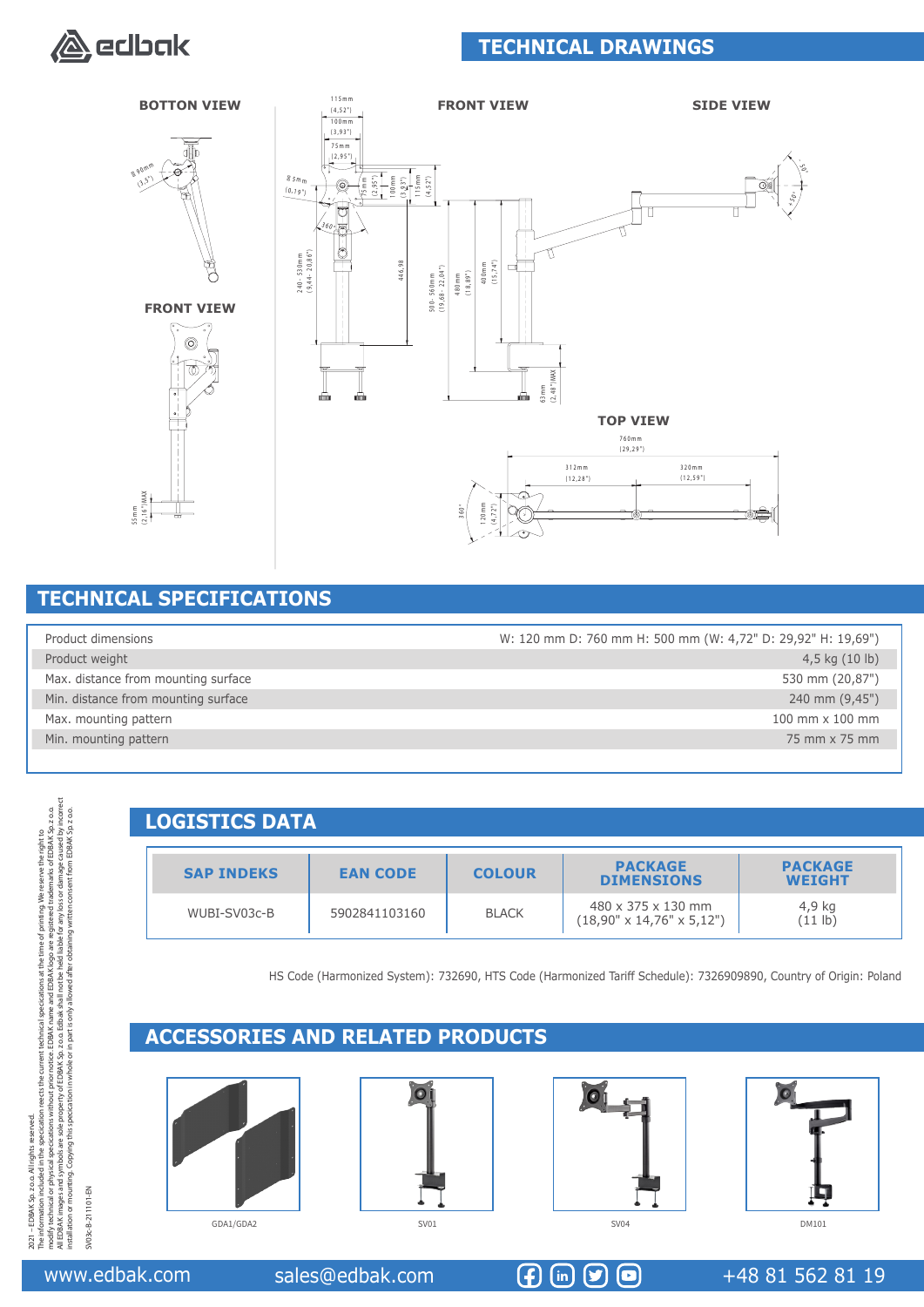# TECHNICAL DRAWINGS

BOTTON VIEW

FRONT VIEW

SIDE VIEW

TOP VIEW

## TECHNICAL SPECIFICATIONS

| | |
|---|---|
| Product dimensions | W: 120 mm D: 760 mm H: 500 mm (W: 4,72" D: 29,92" H: 19,69") |
| Product weight | 4,5 kg (10 lb) |
| Max. distance from mounting surface | 530 mm (20,87") |
| Min. distance from mounting surface | 240 mm (9,45") |
| Max. mounting pattern | 100 mm x 100 mm |
| Min. mounting pattern | 75 mm x 75 mm |

## LOGISTICS DATA

| SAP INDEKS | EAN CODE | COLOUR | PACKAGE DIMENSIONS | PACKAGE WEIGHT |
|---|---|---|---|---|
| WUBI-SV03c-B | 5902841103160 | BLACK | 480 x 375 x 130 mm (18,90" x 14,76" x 5,12") | 4,9 kg (11 lb) |

HS Code (Harmonized System): 732690, HTS Code (Harmonized Tariff Schedule): 7326909890, Country of Origin: Poland

## ACCESSORIES AND RELATED PRODUCTS

GDA1/GDA2

SV01

SV04

DM101

2021 – EDBAK Sp. z o.o. All rights reserved.
The information included in the specication reects the current technical specications at the time of printing. We reserve the right to modify technical or physical specications without prior notice. EDBAK name and EDBAK logo are registered trademarks of EDBAK Sp. z o.o. All EDBAK images and symbols are sole property of EDBAK Sp. z o.o. Edbak shall not be held liable for any loss or damage caused by incorrect installation or mounting. Copying this specication in whole or in part is only allowed after obtaining written consent from EDBAK Sp. z o.o.

SV03c-B-211101-EN

www.edbak.com sales@edbak.com +48 81 562 81 19